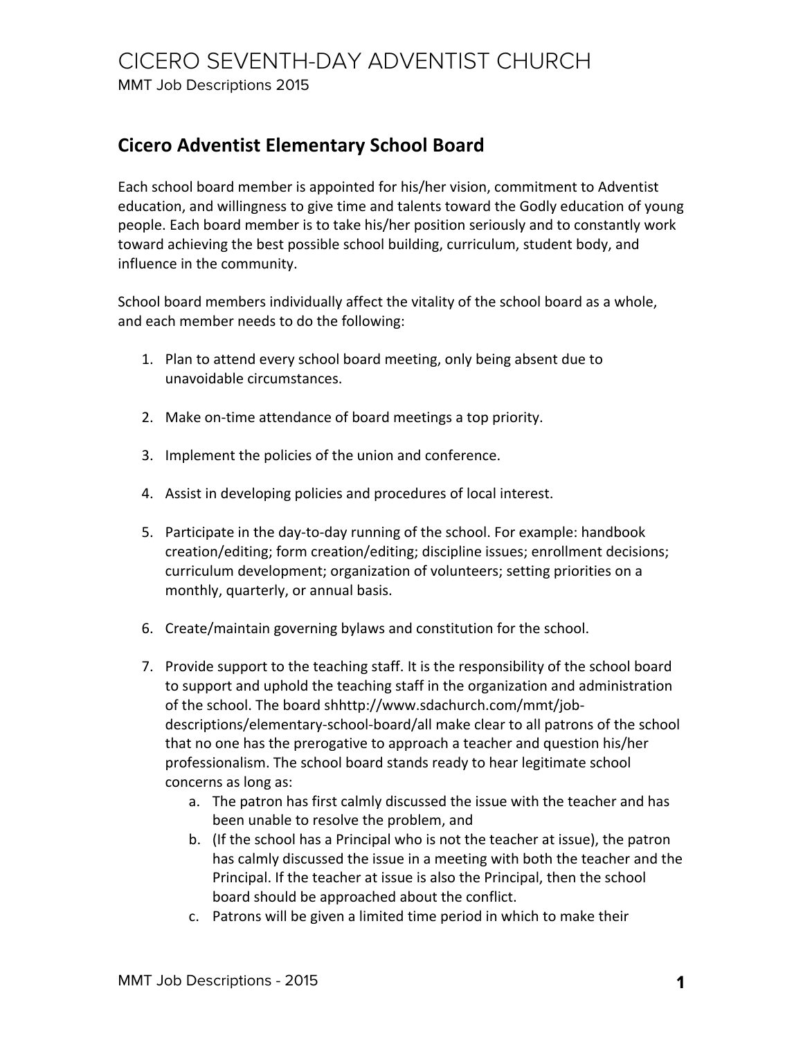# CICERO SEVENTH-DAY ADVENTIST CHURCH

MMT Job Descriptions 2015

## Cicero Adventist Elementary School Board

Each school board member is appointed for his/her vision, commitment to Adventist education, and willingness to give time and talents toward the Godly education of young people. Each board member is to take his/her position seriously and to constantly work toward achieving the best possible school building, curriculum, student body, and influence in the community.

School board members individually affect the vitality of the school board as a whole, and each member needs to do the following:

1. Plan to attend every school board meeting, only being absent due to unavoidable circumstances.

2. Make on-time attendance of board meetings a top priority.

3. Implement the policies of the union and conference.

4. Assist in developing policies and procedures of local interest.

5. Participate in the day-to-day running of the school. For example: handbook creation/editing; form creation/editing; discipline issues; enrollment decisions; curriculum development; organization of volunteers; setting priorities on a monthly, quarterly, or annual basis.

6. Create/maintain governing bylaws and constitution for the school.

7. Provide support to the teaching staff. It is the responsibility of the school board to support and uphold the teaching staff in the organization and administration of the school. The board shhttp://www.sdachurch.com/mmt/job-descriptions/elementary-school-board/all make clear to all patrons of the school that no one has the prerogative to approach a teacher and question his/her professionalism. The school board stands ready to hear legitimate school concerns as long as:
   a. The patron has first calmly discussed the issue with the teacher and has been unable to resolve the problem, and
   b. (If the school has a Principal who is not the teacher at issue), the patron has calmly discussed the issue in a meeting with both the teacher and the Principal. If the teacher at issue is also the Principal, then the school board should be approached about the conflict.
   c. Patrons will be given a limited time period in which to make their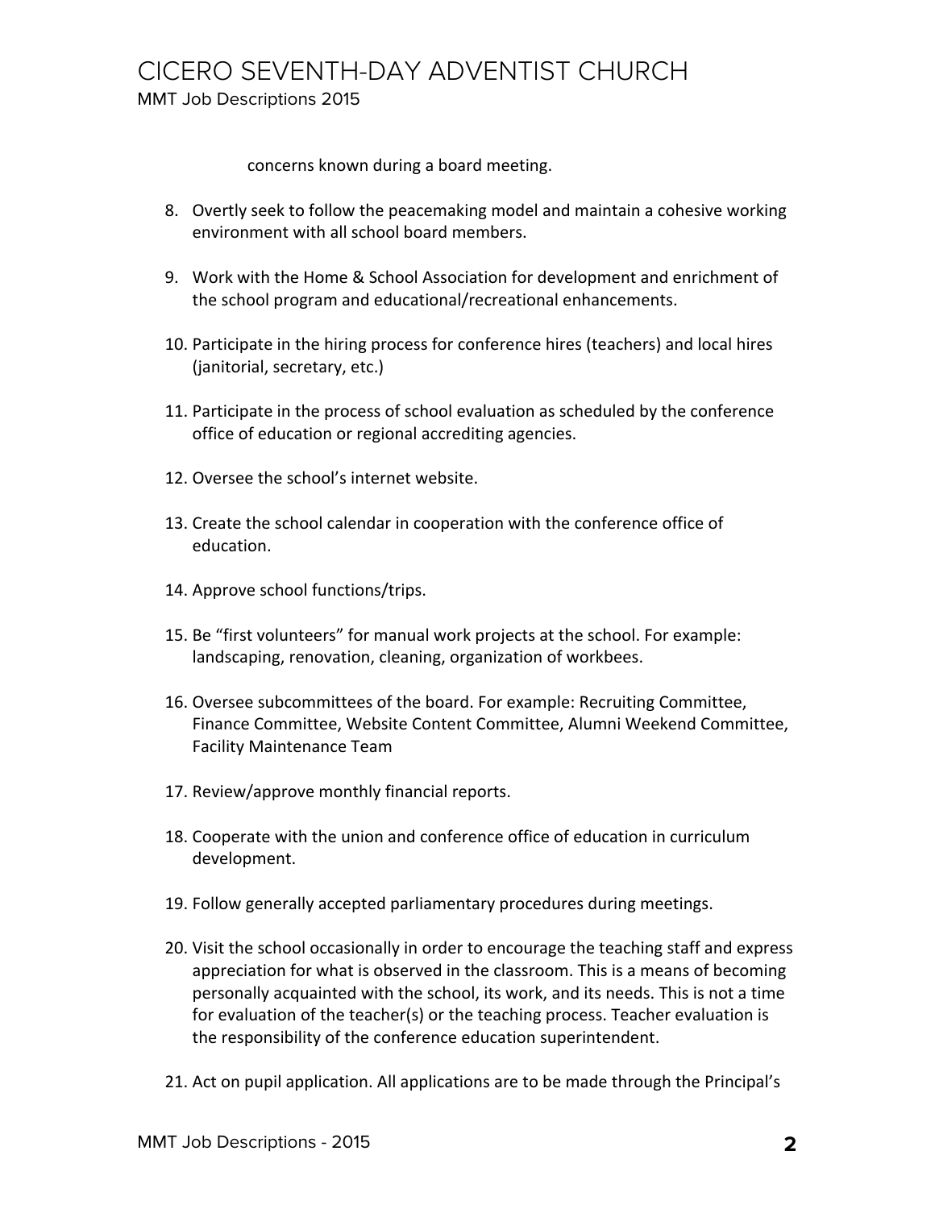concerns known during a board meeting.

8. Overtly seek to follow the peacemaking model and maintain a cohesive working environment with all school board members.

9. Work with the Home & School Association for development and enrichment of the school program and educational/recreational enhancements.

10. Participate in the hiring process for conference hires (teachers) and local hires (janitorial, secretary, etc.)

11. Participate in the process of school evaluation as scheduled by the conference office of education or regional accrediting agencies.

12. Oversee the school's internet website.

13. Create the school calendar in cooperation with the conference office of education.

14. Approve school functions/trips.

15. Be "first volunteers" for manual work projects at the school. For example: landscaping, renovation, cleaning, organization of workbees.

16. Oversee subcommittees of the board. For example: Recruiting Committee, Finance Committee, Website Content Committee, Alumni Weekend Committee, Facility Maintenance Team

17. Review/approve monthly financial reports.

18. Cooperate with the union and conference office of education in curriculum development.

19. Follow generally accepted parliamentary procedures during meetings.

20. Visit the school occasionally in order to encourage the teaching staff and express appreciation for what is observed in the classroom. This is a means of becoming personally acquainted with the school, its work, and its needs. This is not a time for evaluation of the teacher(s) or the teaching process. Teacher evaluation is the responsibility of the conference education superintendent.

21. Act on pupil application. All applications are to be made through the Principal's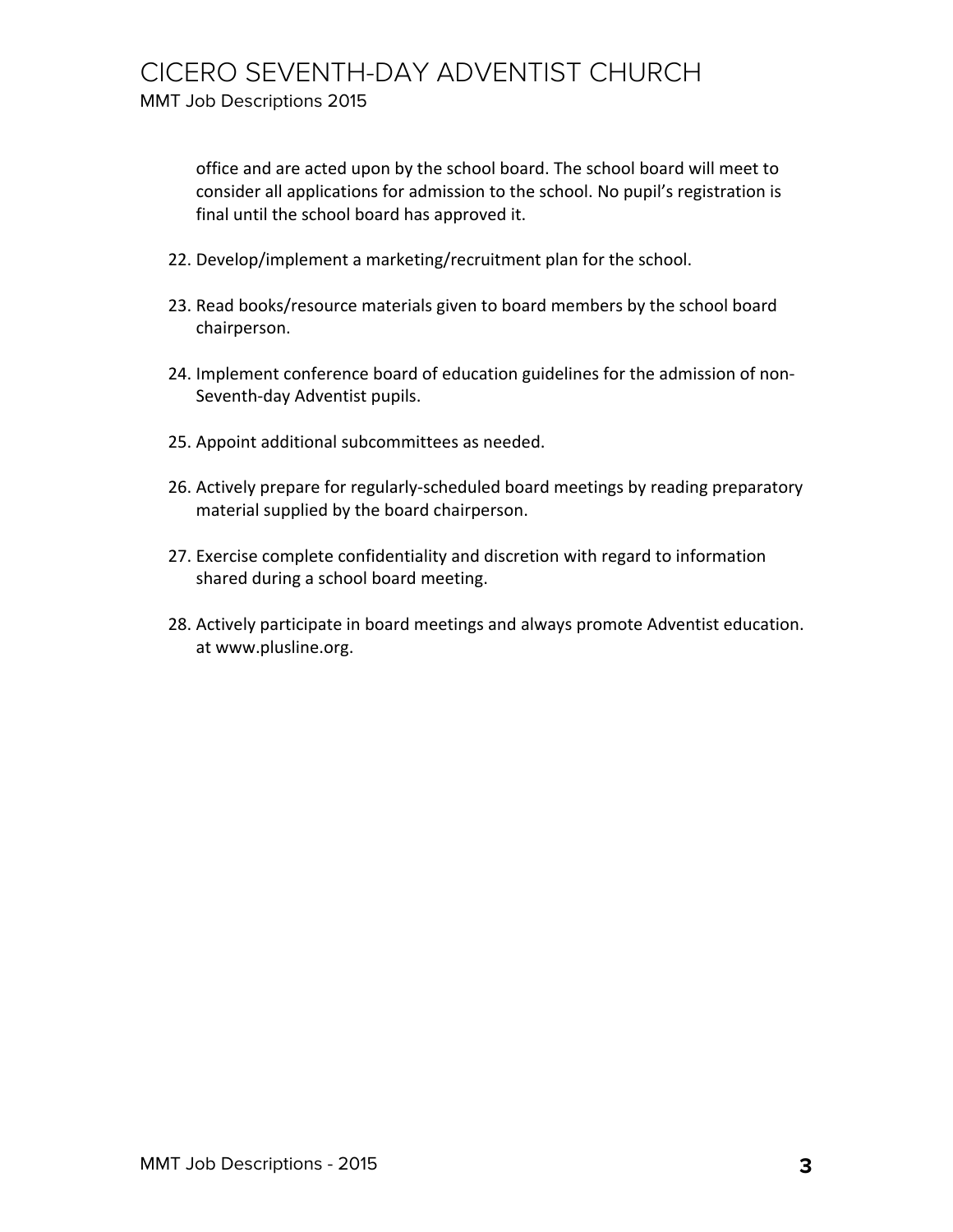office and are acted upon by the school board. The school board will meet to consider all applications for admission to the school. No pupil's registration is final until the school board has approved it.

22. Develop/implement a marketing/recruitment plan for the school.

23. Read books/resource materials given to board members by the school board chairperson.

24. Implement conference board of education guidelines for the admission of non-Seventh-day Adventist pupils.

25. Appoint additional subcommittees as needed.

26. Actively prepare for regularly-scheduled board meetings by reading preparatory material supplied by the board chairperson.

27. Exercise complete confidentiality and discretion with regard to information shared during a school board meeting.

28. Actively participate in board meetings and always promote Adventist education. at www.plusline.org.